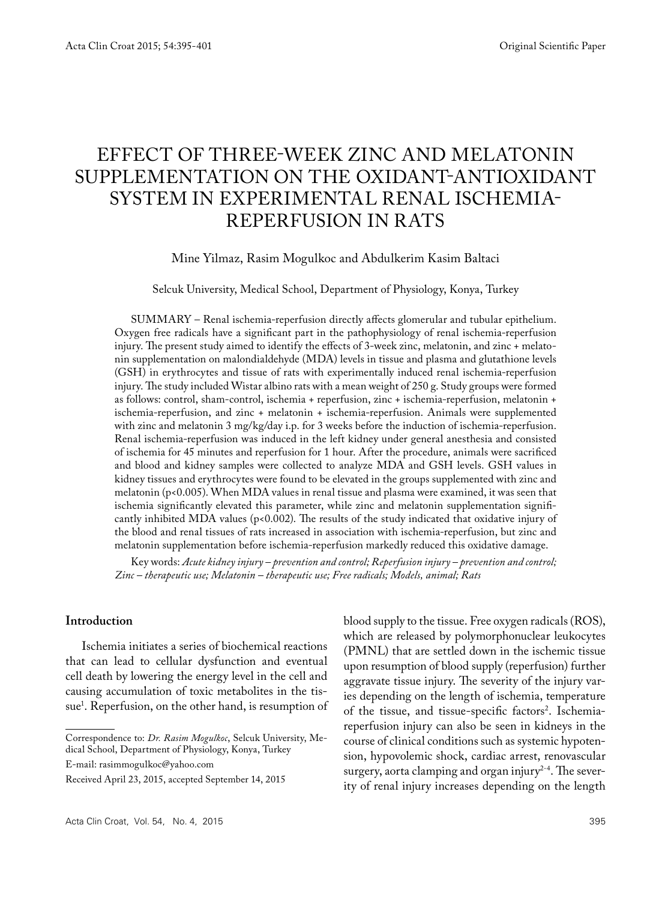Original Scientific Paper

# EFFECT OF THREE-WEEK ZINC AND MELATONIN SUPPLEMENTATION ON THE OXIDANT-ANTIOXIDANT SYSTEM IN EXPERIMENTAL RENAL ISCHEMIA-REPERFUSION IN RATS

Mine Yilmaz, Rasim Mogulkoc and Abdulkerim Kasim Baltaci

Selcuk University, Medical School, Department of Physiology, Konya, Turkey

SUMMARY – Renal ischemia-reperfusion directly affects glomerular and tubular epithelium. Oxygen free radicals have a significant part in the pathophysiology of renal ischemia-reperfusion injury. The present study aimed to identify the effects of 3-week zinc, melatonin, and zinc + melatonin supplementation on malondialdehyde (MDA) levels in tissue and plasma and glutathione levels (GSH) in erythrocytes and tissue of rats with experimentally induced renal ischemia-reperfusion injury. The study included Wistar albino rats with a mean weight of 250 g. Study groups were formed as follows: control, sham-control, ischemia + reperfusion, zinc + ischemia-reperfusion, melatonin + ischemia-reperfusion, and zinc + melatonin + ischemia-reperfusion. Animals were supplemented with zinc and melatonin 3 mg/kg/day i.p. for 3 weeks before the induction of ischemia-reperfusion. Renal ischemia-reperfusion was induced in the left kidney under general anesthesia and consisted of ischemia for 45 minutes and reperfusion for 1 hour. After the procedure, animals were sacrificed and blood and kidney samples were collected to analyze MDA and GSH levels. GSH values in kidney tissues and erythrocytes were found to be elevated in the groups supplemented with zinc and melatonin ($p<0.005$). When MDA values in renal tissue and plasma were examined, it was seen that ischemia significantly elevated this parameter, while zinc and melatonin supplementation significantly inhibited MDA values ($p<0.002$). The results of the study indicated that oxidative injury of the blood and renal tissues of rats increased in association with ischemia-reperfusion, but zinc and melatonin supplementation before ischemia-reperfusion markedly reduced this oxidative damage.

Key words: *Acute kidney injury – prevention and control; Reperfusion injury – prevention and control; Zinc – therapeutic use; Melatonin – therapeutic use; Free radicals; Models, animal; Rats*

## Introduction

Ischemia initiates a series of biochemical reactions that can lead to cellular dysfunction and eventual cell death by lowering the energy level in the cell and causing accumulation of toxic metabolites in the tissue[1]. Reperfusion, on the other hand, is resumption of blood supply to the tissue. Free oxygen radicals (ROS), which are released by polymorphonuclear leukocytes (PMNL) that are settled down in the ischemic tissue upon resumption of blood supply (reperfusion) further aggravate tissue injury. The severity of the injury varies depending on the length of ischemia, temperature of the tissue, and tissue-specific factors[2]. Ischemia-reperfusion injury can also be seen in kidneys in the course of clinical conditions such as systemic hypotension, hypovolemic shock, cardiac arrest, renovascular surgery, aorta clamping and organ injury[2-4]. The severity of renal injury increases depending on the length

Correspondence to: *Dr. Rasim Mogulkoc*, Selcuk University, Medical School, Department of Physiology, Konya, Turkey

E-mail: rasimmogulkoc@yahoo.com

Received April 23, 2015, accepted September 14, 2015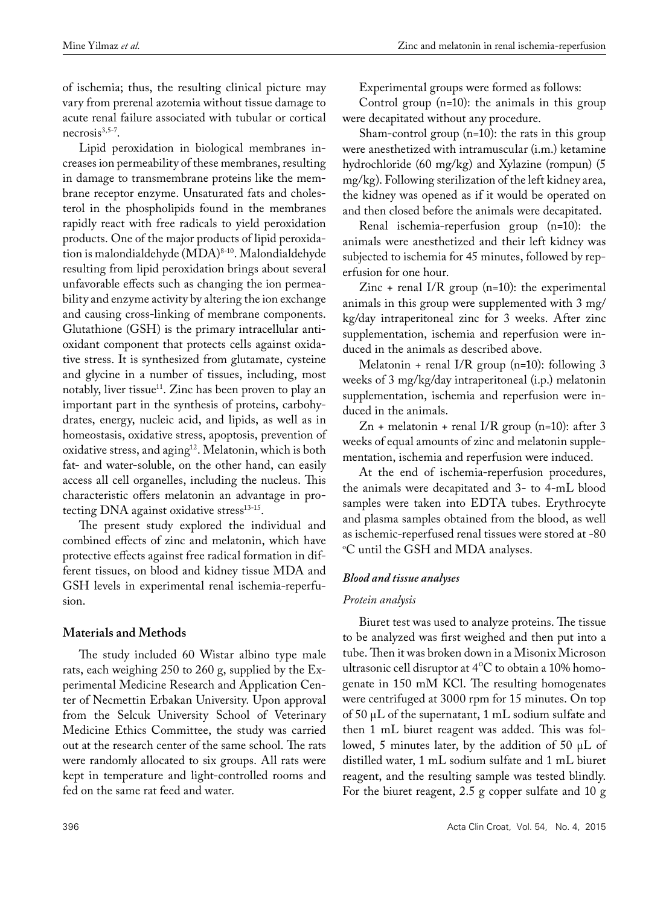of ischemia; thus, the resulting clinical picture may vary from prerenal azotemia without tissue damage to acute renal failure associated with tubular or cortical necrosis[3,5-7].

Lipid peroxidation in biological membranes increases ion permeability of these membranes, resulting in damage to transmembrane proteins like the membrane receptor enzyme. Unsaturated fats and cholesterol in the phospholipids found in the membranes rapidly react with free radicals to yield peroxidation products. One of the major products of lipid peroxidation is malondialdehyde (MDA)[8-10]. Malondialdehyde resulting from lipid peroxidation brings about several unfavorable effects such as changing the ion permeability and enzyme activity by altering the ion exchange and causing cross-linking of membrane components. Glutathione (GSH) is the primary intracellular antioxidant component that protects cells against oxidative stress. It is synthesized from glutamate, cysteine and glycine in a number of tissues, including, most notably, liver tissue[11]. Zinc has been proven to play an important part in the synthesis of proteins, carbohydrates, energy, nucleic acid, and lipids, as well as in homeostasis, oxidative stress, apoptosis, prevention of oxidative stress, and aging[12]. Melatonin, which is both fat- and water-soluble, on the other hand, can easily access all cell organelles, including the nucleus. This characteristic offers melatonin an advantage in protecting DNA against oxidative stress[13-15].

The present study explored the individual and combined effects of zinc and melatonin, which have protective effects against free radical formation in different tissues, on blood and kidney tissue MDA and GSH levels in experimental renal ischemia-reperfusion.

## Materials and Methods

The study included 60 Wistar albino type male rats, each weighing 250 to 260 g, supplied by the Experimental Medicine Research and Application Center of Necmettin Erbakan University. Upon approval from the Selcuk University School of Veterinary Medicine Ethics Committee, the study was carried out at the research center of the same school. The rats were randomly allocated to six groups. All rats were kept in temperature and light-controlled rooms and fed on the same rat feed and water.

Experimental groups were formed as follows:

Control group (n=10): the animals in this group were decapitated without any procedure.

Sham-control group (n=10): the rats in this group were anesthetized with intramuscular (i.m.) ketamine hydrochloride (60 mg/kg) and Xylazine (rompun) (5 mg/kg). Following sterilization of the left kidney area, the kidney was opened as if it would be operated on and then closed before the animals were decapitated.

Renal ischemia-reperfusion group (n=10): the animals were anesthetized and their left kidney was subjected to ischemia for 45 minutes, followed by reperfusion for one hour.

Zinc + renal I/R group (n=10): the experimental animals in this group were supplemented with 3 mg/kg/day intraperitoneal zinc for 3 weeks. After zinc supplementation, ischemia and reperfusion were induced in the animals as described above.

Melatonin + renal I/R group (n=10): following 3 weeks of 3 mg/kg/day intraperitoneal (i.p.) melatonin supplementation, ischemia and reperfusion were induced in the animals.

Zn + melatonin + renal I/R group (n=10): after 3 weeks of equal amounts of zinc and melatonin supplementation, ischemia and reperfusion were induced.

At the end of ischemia-reperfusion procedures, the animals were decapitated and 3- to 4-mL blood samples were taken into EDTA tubes. Erythrocyte and plasma samples obtained from the blood, as well as ischemic-reperfused renal tissues were stored at -80 °C until the GSH and MDA analyses.

### *Blood and tissue analyses*

#### *Protein analysis*

Biuret test was used to analyze proteins. The tissue to be analyzed was first weighed and then put into a tube. Then it was broken down in a Misonix Microson ultrasonic cell disruptor at 4°C to obtain a 10% homogenate in 150 mM KCl. The resulting homogenates were centrifuged at 3000 rpm for 15 minutes. On top of 50 µL of the supernatant, 1 mL sodium sulfate and then 1 mL biuret reagent was added. This was followed, 5 minutes later, by the addition of 50 µL of distilled water, 1 mL sodium sulfate and 1 mL biuret reagent, and the resulting sample was tested blindly. For the biuret reagent, 2.5 g copper sulfate and 10 g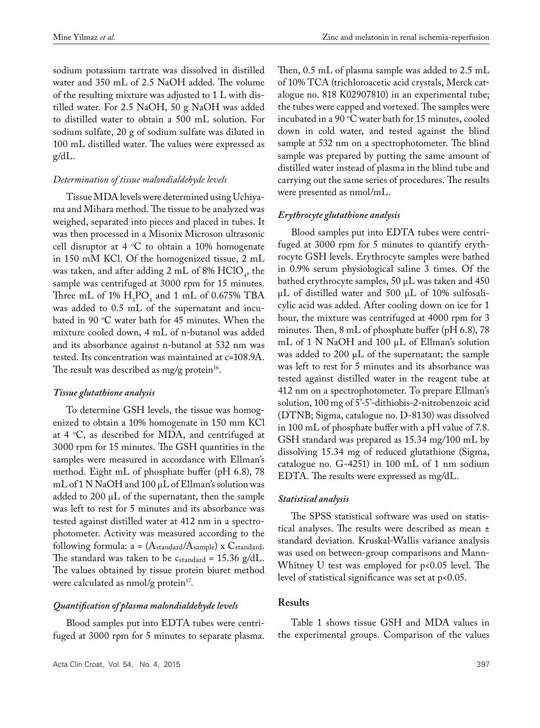sodium potassium tartrate was dissolved in distilled water and 350 mL of 2.5 NaOH added. The volume of the resulting mixture was adjusted to 1 L with distilled water. For 2.5 NaOH, 50 g NaOH was added to distilled water to obtain a 500 mL solution. For sodium sulfate, 20 g of sodium sulfate was diluted in 100 mL distilled water. The values were expressed as g/dL.

### *Determination of tissue malondialdehyde levels*

Tissue MDA levels were determined using Uchiyama and Mihara method. The tissue to be analyzed was weighed, separated into pieces and placed in tubes. It was then processed in a Misonix Microson ultrasonic cell disruptor at 4 °C to obtain a 10% homogenate in 150 mM KCl. Of the homogenized tissue, 2 mL was taken, and after adding 2 mL of 8% $HClO_4$, the sample was centrifuged at 3000 rpm for 15 minutes. Three mL of 1% $H_3PO_4$ and 1 mL of 0.675% TBA was added to 0.5 mL of the supernatant and incubated in 90 °C water bath for 45 minutes. When the mixture cooled down, 4 mL of n-butanol was added and its absorbance against n-butanol at 532 nm was tested. Its concentration was maintained at c=108.9A. The result was described as mg/g protein[16].

### *Tissue glutathione analysis*

To determine GSH levels, the tissue was homogenized to obtain a 10% homogenate in 150 mm KCl at 4 °C, as described for MDA, and centrifuged at 3000 rpm for 15 minutes. The GSH quantities in the samples were measured in accordance with Ellman's method. Eight mL of phosphate buffer (pH 6.8), 78 mL of 1 N NaOH and 100 µL of Ellman's solution was added to 200 µL of the supernatant, then the sample was left to rest for 5 minutes and its absorbance was tested against distilled water at 412 nm in a spectrophotometer. Activity was measured according to the following formula: $a = (A_{standard}/A_{sample}) \times C_{standard}$. The standard was taken to be $c_{standard}$ = 15.36 g/dL. The values obtained by tissue protein biuret method were calculated as nmol/g protein[17].

### *Quantification of plasma malondialdehyde levels*

Blood samples put into EDTA tubes were centrifuged at 3000 rpm for 5 minutes to separate plasma. Then, 0.5 mL of plasma sample was added to 2.5 mL of 10% TCA (trichloroacetic acid crystals, Merck catalogue no. 818 K02907810) in an experimental tube; the tubes were capped and vortexed. The samples were incubated in a 90 °C water bath for 15 minutes, cooled down in cold water, and tested against the blind sample at 532 nm on a spectrophotometer. The blind sample was prepared by putting the same amount of distilled water instead of plasma in the blind tube and carrying out the same series of procedures. The results were presented as nmol/mL.

### *Erythrocyte glutathione analysis*

Blood samples put into EDTA tubes were centrifuged at 3000 rpm for 5 minutes to quantify erythrocyte GSH levels. Erythrocyte samples were bathed in 0.9% serum physiological saline 3 times. Of the bathed erythrocyte samples, 50 µL was taken and 450 µL of distilled water and 500 µL of 10% sulfosalicylic acid was added. After cooling down on ice for 1 hour, the mixture was centrifuged at 4000 rpm for 3 minutes. Then, 8 mL of phosphate buffer (pH 6.8), 78 mL of 1 N NaOH and 100 µL of Ellman's solution was added to 200 µL of the supernatant; the sample was left to rest for 5 minutes and its absorbance was tested against distilled water in the reagent tube at 412 nm on a spectrophotometer. To prepare Ellman's solution, 100 mg of 5'-5'-dithiobis-2-nitrobenzoic acid (DTNB; Sigma, catalogue no. D-8130) was dissolved in 100 mL of phosphate buffer with a pH value of 7.8. GSH standard was prepared as 15.34 mg/100 mL by dissolving 15.34 mg of reduced glutathione (Sigma, catalogue no. G-4251) in 100 mL of 1 nm sodium EDTA. The results were expressed as mg/dL.

### *Statistical analysis*

The SPSS statistical software was used on statistical analyses. The results were described as mean ± standard deviation. Kruskal-Wallis variance analysis was used on between-group comparisons and Mann-Whitney U test was employed for $p<0.05$ level. The level of statistical significance was set at $p<0.05$.

## Results

Table 1 shows tissue GSH and MDA values in the experimental groups. Comparison of the values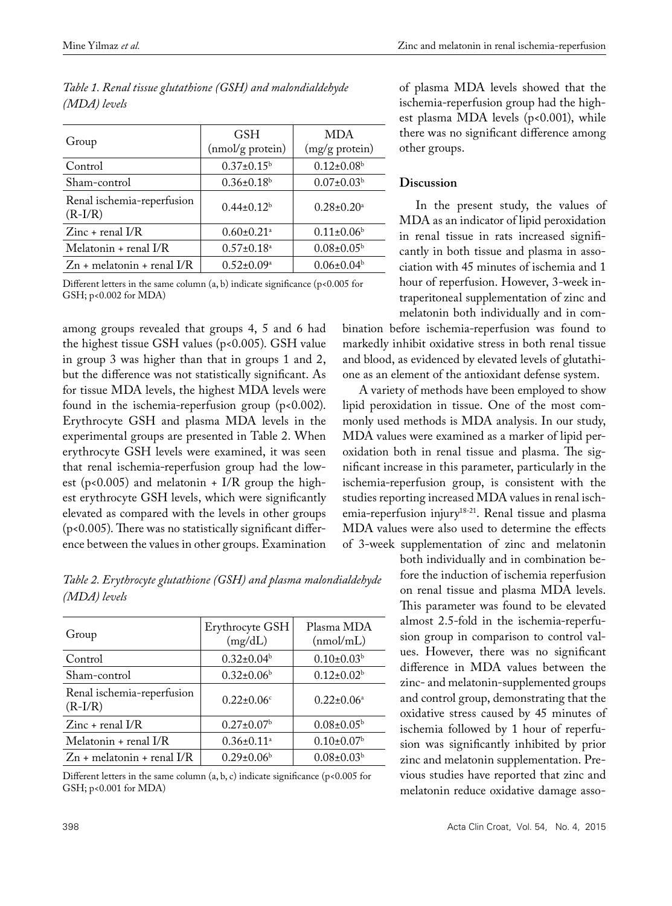*Table 1. Renal tissue glutathione (GSH) and malondialdehyde (MDA) levels*

| Group | GSH (nmol/g protein) | MDA (mg/g protein) |
|---|---|---|
| Control | 0.37±0.15[b] | 0.12±0.08[b] |
| Sham-control | 0.36±0.18[b] | 0.07±0.03[b] |
| Renal ischemia-reperfusion (R-I/R) | 0.44±0.12[b] | 0.28±0.20[a] |
| Zinc + renal I/R | 0.60±0.21[a] | 0.11±0.06[b] |
| Melatonin + renal I/R | 0.57±0.18[a] | 0.08±0.05[b] |
| Zn + melatonin + renal I/R | 0.52±0.09[a] | 0.06±0.04[b] |

Different letters in the same column (a, b) indicate significance ($p<0.005$ for GSH; $p<0.002$ for MDA)

among groups revealed that groups 4, 5 and 6 had the highest tissue GSH values ($p<0.005$). GSH value in group 3 was higher than that in groups 1 and 2, but the difference was not statistically significant. As for tissue MDA levels, the highest MDA levels were found in the ischemia-reperfusion group ($p<0.002$). Erythrocyte GSH and plasma MDA levels in the experimental groups are presented in Table 2. When erythrocyte GSH levels were examined, it was seen that renal ischemia-reperfusion group had the lowest ($p<0.005$) and melatonin + I/R group the highest erythrocyte GSH levels, which were significantly elevated as compared with the levels in other groups ($p<0.005$). There was no statistically significant difference between the values in other groups. Examination of plasma MDA levels showed that the ischemia-reperfusion group had the highest plasma MDA levels ($p<0.001$), while there was no significant difference among other groups.

*Table 2. Erythrocyte glutathione (GSH) and plasma malondialdehyde (MDA) levels*

| Group | Erythrocyte GSH (mg/dL) | Plasma MDA (nmol/mL) |
|---|---|---|
| Control | 0.32±0.04[b] | 0.10±0.03[b] |
| Sham-control | 0.32±0.06[b] | 0.12±0.02[b] |
| Renal ischemia-reperfusion (R-I/R) | 0.22±0.06[c] | 0.22±0.06[a] |
| Zinc + renal I/R | 0.27±0.07[b] | 0.08±0.05[b] |
| Melatonin + renal I/R | 0.36±0.11[a] | 0.10±0.07[b] |
| Zn + melatonin + renal I/R | 0.29±0.06[b] | 0.08±0.03[b] |

Different letters in the same column (a, b, c) indicate significance ($p<0.005$ for GSH; $p<0.001$ for MDA)

## Discussion

In the present study, the values of MDA as an indicator of lipid peroxidation in renal tissue in rats increased significantly in both tissue and plasma in association with 45 minutes of ischemia and 1 hour of reperfusion. However, 3-week intraperitoneal supplementation of zinc and melatonin both individually and in combination before ischemia-reperfusion was found to markedly inhibit oxidative stress in both renal tissue and blood, as evidenced by elevated levels of glutathione as an element of the antioxidant defense system.

A variety of methods have been employed to show lipid peroxidation in tissue. One of the most commonly used methods is MDA analysis. In our study, MDA values were examined as a marker of lipid peroxidation both in renal tissue and plasma. The significant increase in this parameter, particularly in the ischemia-reperfusion group, is consistent with the studies reporting increased MDA values in renal ischemia-reperfusion injury[18-21]. Renal tissue and plasma MDA values were also used to determine the effects of 3-week supplementation of zinc and melatonin both individually and in combination before the induction of ischemia reperfusion on renal tissue and plasma MDA levels. This parameter was found to be elevated almost 2.5-fold in the ischemia-reperfusion group in comparison to control values. However, there was no significant difference in MDA values between the zinc- and melatonin-supplemented groups and control group, demonstrating that the oxidative stress caused by 45 minutes of ischemia followed by 1 hour of reperfusion was significantly inhibited by prior zinc and melatonin supplementation. Previous studies have reported that zinc and melatonin reduce oxidative damage asso-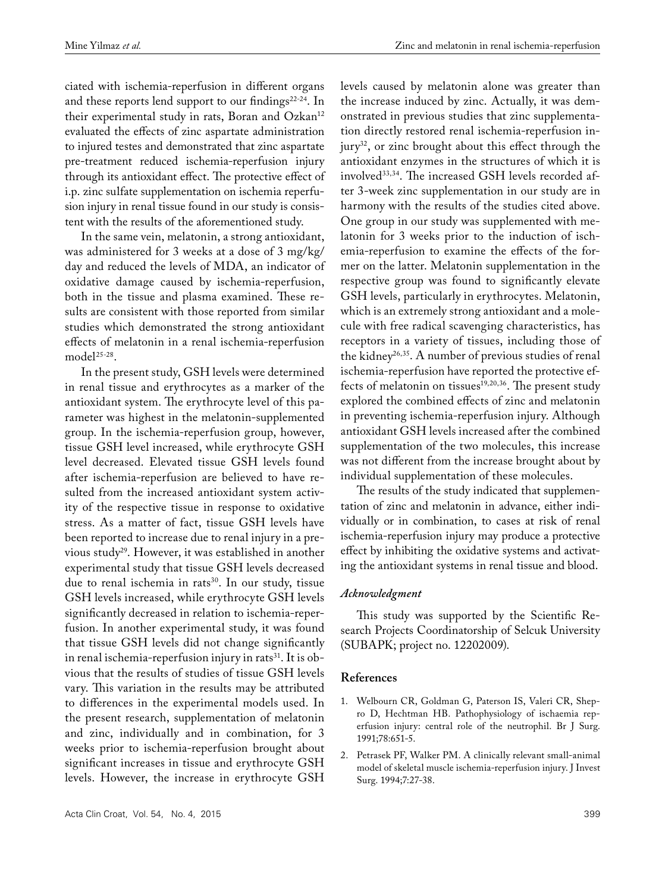ciated with ischemia-reperfusion in different organs and these reports lend support to our findings[22-24]. In their experimental study in rats, Boran and Ozkan[12] evaluated the effects of zinc aspartate administration to injured testes and demonstrated that zinc aspartate pre-treatment reduced ischemia-reperfusion injury through its antioxidant effect. The protective effect of i.p. zinc sulfate supplementation on ischemia reperfusion injury in renal tissue found in our study is consistent with the results of the aforementioned study.

In the same vein, melatonin, a strong antioxidant, was administered for 3 weeks at a dose of 3 mg/kg/day and reduced the levels of MDA, an indicator of oxidative damage caused by ischemia-reperfusion, both in the tissue and plasma examined. These results are consistent with those reported from similar studies which demonstrated the strong antioxidant effects of melatonin in a renal ischemia-reperfusion model[25-28].

In the present study, GSH levels were determined in renal tissue and erythrocytes as a marker of the antioxidant system. The erythrocyte level of this parameter was highest in the melatonin-supplemented group. In the ischemia-reperfusion group, however, tissue GSH level increased, while erythrocyte GSH level decreased. Elevated tissue GSH levels found after ischemia-reperfusion are believed to have resulted from the increased antioxidant system activity of the respective tissue in response to oxidative stress. As a matter of fact, tissue GSH levels have been reported to increase due to renal injury in a previous study[29]. However, it was established in another experimental study that tissue GSH levels decreased due to renal ischemia in rats[30]. In our study, tissue GSH levels increased, while erythrocyte GSH levels significantly decreased in relation to ischemia-reperfusion. In another experimental study, it was found that tissue GSH levels did not change significantly in renal ischemia-reperfusion injury in rats[31]. It is obvious that the results of studies of tissue GSH levels vary. This variation in the results may be attributed to differences in the experimental models used. In the present research, supplementation of melatonin and zinc, individually and in combination, for 3 weeks prior to ischemia-reperfusion brought about significant increases in tissue and erythrocyte GSH levels. However, the increase in erythrocyte GSH levels caused by melatonin alone was greater than the increase induced by zinc. Actually, it was demonstrated in previous studies that zinc supplementation directly restored renal ischemia-reperfusion injury[32], or zinc brought about this effect through the antioxidant enzymes in the structures of which it is involved[33,34]. The increased GSH levels recorded after 3-week zinc supplementation in our study are in harmony with the results of the studies cited above. One group in our study was supplemented with melatonin for 3 weeks prior to the induction of ischemia-reperfusion to examine the effects of the former on the latter. Melatonin supplementation in the respective group was found to significantly elevate GSH levels, particularly in erythrocytes. Melatonin, which is an extremely strong antioxidant and a molecule with free radical scavenging characteristics, has receptors in a variety of tissues, including those of the kidney[26,35]. A number of previous studies of renal ischemia-reperfusion have reported the protective effects of melatonin on tissues[19,20,36]. The present study explored the combined effects of zinc and melatonin in preventing ischemia-reperfusion injury. Although antioxidant GSH levels increased after the combined supplementation of the two molecules, this increase was not different from the increase brought about by individual supplementation of these molecules.

The results of the study indicated that supplementation of zinc and melatonin in advance, either individually or in combination, to cases at risk of renal ischemia-reperfusion injury may produce a protective effect by inhibiting the oxidative systems and activating the antioxidant systems in renal tissue and blood.

### *Acknowledgment*

This study was supported by the Scientific Research Projects Coordinatorship of Selcuk University (SUBAPK; project no. 12202009).

## References

1. Welbourn CR, Goldman G, Paterson IS, Valeri CR, Shepro D, Hechtman HB. Pathophysiology of ischaemia reperfusion injury: central role of the neutrophil. Br J Surg. 1991;78:651-5.
2. Petrasek PF, Walker PM. A clinically relevant small-animal model of skeletal muscle ischemia-reperfusion injury. J Invest Surg. 1994;7:27-38.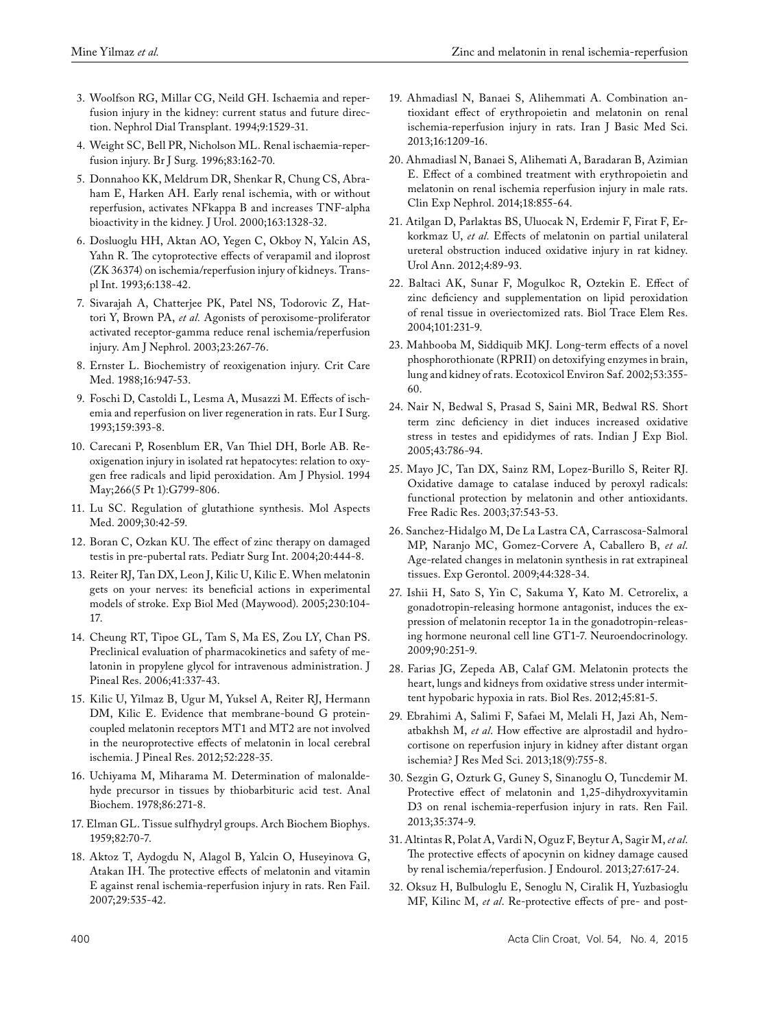3. Woolfson RG, Millar CG, Neild GH. Ischaemia and reperfusion injury in the kidney: current status and future direction. Nephrol Dial Transplant. 1994;9:1529-31.
4. Weight SC, Bell PR, Nicholson ML. Renal ischaemia-reperfusion injury. Br J Surg. 1996;83:162-70.
5. Donnahoo KK, Meldrum DR, Shenkar R, Chung CS, Abraham E, Harken AH. Early renal ischemia, with or without reperfusion, activates NFkappa B and increases TNF-alpha bioactivity in the kidney. J Urol. 2000;163:1328-32.
6. Dosluoglu HH, Aktan AO, Yegen C, Okboy N, Yalcin AS, Yahn R. The cytoprotective effects of verapamil and iloprost (ZK 36374) on ischemia/reperfusion injury of kidneys. Transpl Int. 1993;6:138-42.
7. Sivarajah A, Chatterjee PK, Patel NS, Todorovic Z, Hattori Y, Brown PA, *et al.* Agonists of peroxisome-proliferator activated receptor-gamma reduce renal ischemia/reperfusion injury. Am J Nephrol. 2003;23:267-76.
8. Ernster L. Biochemistry of reoxigenation injury. Crit Care Med. 1988;16:947-53.
9. Foschi D, Castoldi L, Lesma A, Musazzi M. Effects of ischemia and reperfusion on liver regeneration in rats. Eur I Surg. 1993;159:393-8.
10. Carecani P, Rosenblum ER, Van Thiel DH, Borle AB. Reoxigenation injury in isolated rat hepatocytes: relation to oxygen free radicals and lipid peroxidation. Am J Physiol. 1994 May;266(5 Pt 1):G799-806.
11. Lu SC. Regulation of glutathione synthesis. Mol Aspects Med. 2009;30:42-59.
12. Boran C, Ozkan KU. The effect of zinc therapy on damaged testis in pre-pubertal rats. Pediatr Surg Int. 2004;20:444-8.
13. Reiter RJ, Tan DX, Leon J, Kilic U, Kilic E. When melatonin gets on your nerves: its beneficial actions in experimental models of stroke. Exp Biol Med (Maywood). 2005;230:104-17.
14. Cheung RT, Tipoe GL, Tam S, Ma ES, Zou LY, Chan PS. Preclinical evaluation of pharmacokinetics and safety of melatonin in propylene glycol for intravenous administration. J Pineal Res. 2006;41:337-43.
15. Kilic U, Yilmaz B, Ugur M, Yuksel A, Reiter RJ, Hermann DM, Kilic E. Evidence that membrane-bound G protein-coupled melatonin receptors MT1 and MT2 are not involved in the neuroprotective effects of melatonin in local cerebral ischemia. J Pineal Res. 2012;52:228-35.
16. Uchiyama M, Miharama M. Determination of malonaldehyde precursor in tissues by thiobarbituric acid test. Anal Biochem. 1978;86:271-8.
17. Elman GL. Tissue sulfhydryl groups. Arch Biochem Biophys. 1959;82:70-7.
18. Aktoz T, Aydogdu N, Alagol B, Yalcin O, Huseyinova G, Atakan IH. The protective effects of melatonin and vitamin E against renal ischemia-reperfusion injury in rats. Ren Fail. 2007;29:535-42.
19. Ahmadiasl N, Banaei S, Alihemmati A. Combination antioxidant effect of erythropoietin and melatonin on renal ischemia-reperfusion injury in rats. Iran J Basic Med Sci. 2013;16:1209-16.
20. Ahmadiasl N, Banaei S, Alihemati A, Baradaran B, Azimian E. Effect of a combined treatment with erythropoietin and melatonin on renal ischemia reperfusion injury in male rats. Clin Exp Nephrol. 2014;18:855-64.
21. Atilgan D, Parlaktas BS, Uluocak N, Erdemir F, Firat F, Erkorkmaz U, *et al.* Effects of melatonin on partial unilateral ureteral obstruction induced oxidative injury in rat kidney. Urol Ann. 2012;4:89-93.
22. Baltaci AK, Sunar F, Mogulkoc R, Oztekin E. Effect of zinc deficiency and supplementation on lipid peroxidation of renal tissue in overiectomized rats. Biol Trace Elem Res. 2004;101:231-9.
23. Mahbooba M, Siddiquib MKJ. Long-term effects of a novel phosphorothionate (RPRII) on detoxifying enzymes in brain, lung and kidney of rats. Ecotoxicol Environ Saf. 2002;53:355-60.
24. Nair N, Bedwal S, Prasad S, Saini MR, Bedwal RS. Short term zinc deficiency in diet induces increased oxidative stress in testes and epididymes of rats. Indian J Exp Biol. 2005;43:786-94.
25. Mayo JC, Tan DX, Sainz RM, Lopez-Burillo S, Reiter RJ. Oxidative damage to catalase induced by peroxyl radicals: functional protection by melatonin and other antioxidants. Free Radic Res. 2003;37:543-53.
26. Sanchez-Hidalgo M, De La Lastra CA, Carrascosa-Salmoral MP, Naranjo MC, Gomez-Corvere A, Caballero B, *et al*. Age-related changes in melatonin synthesis in rat extrapineal tissues. Exp Gerontol. 2009;44:328-34.
27. Ishii H, Sato S, Yin C, Sakuma Y, Kato M. Cetrorelix, a gonadotropin-releasing hormone antagonist, induces the expression of melatonin receptor 1a in the gonadotropin-releasing hormone neuronal cell line GT1-7. Neuroendocrinology. 2009;90:251-9.
28. Farias JG, Zepeda AB, Calaf GM. Melatonin protects the heart, lungs and kidneys from oxidative stress under intermittent hypobaric hypoxia in rats. Biol Res. 2012;45:81-5.
29. Ebrahimi A, Salimi F, Safaei M, Melali H, Jazi Ah, Nematbakhsh M, *et al*. How effective are alprostadil and hydrocortisone on reperfusion injury in kidney after distant organ ischemia? J Res Med Sci. 2013;18(9):755-8.
30. Sezgin G, Ozturk G, Guney S, Sinanoglu O, Tuncdemir M. Protective effect of melatonin and 1,25-dihydroxyvitamin D3 on renal ischemia-reperfusion injury in rats. Ren Fail. 2013;35:374-9.
31. Altintas R, Polat A, Vardi N, Oguz F, Beytur A, Sagir M, *et al*. The protective effects of apocynin on kidney damage caused by renal ischemia/reperfusion. J Endourol. 2013;27:617-24.
32. Oksuz H, Bulbuloglu E, Senoglu N, Ciralik H, Yuzbasioglu MF, Kilinc M, *et al*. Re-protective effects of pre- and post-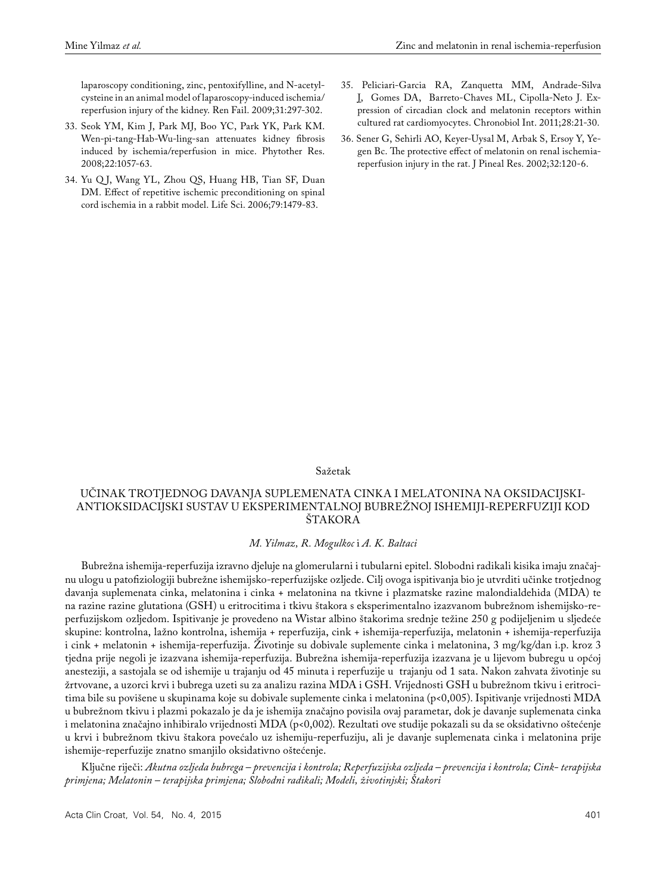laparoscopy conditioning, zinc, pentoxifylline, and N-acetylcysteine in an animal model of laparoscopy-induced ischemia/reperfusion injury of the kidney. Ren Fail. 2009;31:297-302.

33. Seok YM, Kim J, Park MJ, Boo YC, Park YK, Park KM. Wen-pi-tang-Hab-Wu-ling-san attenuates kidney fibrosis induced by ischemia/reperfusion in mice. Phytother Res. 2008;22:1057-63.
34. Yu QJ, Wang YL, Zhou QS, Huang HB, Tian SF, Duan DM. Effect of repetitive ischemic preconditioning on spinal cord ischemia in a rabbit model. Life Sci. 2006;79:1479-83.
35. Peliciari-Garcia RA, Zanquetta MM, Andrade-Silva J, Gomes DA, Barreto-Chaves ML, Cipolla-Neto J. Expression of circadian clock and melatonin receptors within cultured rat cardiomyocytes. Chronobiol Int. 2011;28:21-30.
36. Sener G, Sehirli AO, Keyer-Uysal M, Arbak S, Ersoy Y, Yegen Bc. The protective effect of melatonin on renal ischemia-reperfusion injury in the rat. J Pineal Res. 2002;32:120-6.

Sažetak

## UČINAK TROTJEDNOG DAVANJA SUPLEMENATA CINKA I MELATONINA NA OKSIDACIJSKI-ANTIOKSIDACIJSKI SUSTAV U EKSPERIMENTALNOJ BUBREŽNOJ ISHEMIJI-REPERFUZIJI KOD ŠTAKORA

*M. Yilmaz, R. Mogulkoc* i *A. K. Baltaci*

Bubrežna ishemija-reperfuzija izravno djeluje na glomerularni i tubularni epitel. Slobodni radikali kisika imaju značajnu ulogu u patofiziologiji bubrežne ishemijsko-reperfuzijske ozljede. Cilj ovoga ispitivanja bio je utvrditi učinke trotjednog davanja suplemenata cinka, melatonina i cinka + melatonina na tkivne i plazmatske razine malondialdehida (MDA) te na razine razine glutationa (GSH) u eritrocitima i tkivu štakora s eksperimentalno izazvanom bubrežnom ishemijsko-reperfuzijskom ozljedom. Ispitivanje je provedeno na Wistar albino štakorima srednje težine 250 g podijeljenim u sljedeće skupine: kontrolna, lažno kontrolna, ishemija + reperfuzija, cink + ishemija-reperfuzija, melatonin + ishemija-reperfuzija i cink + melatonin + ishemija-reperfuzija. Životinje su dobivale suplemente cinka i melatonina, 3 mg/kg/dan i.p. kroz 3 tjedna prije negoli je izazvana ishemija-reperfuzija. Bubrežna ishemija-reperfuzija izazvana je u lijevom bubregu u općoj anesteziji, a sastojala se od ishemije u trajanju od 45 minuta i reperfuzije u trajanju od 1 sata. Nakon zahvata životinje su žrtvovane, a uzorci krvi i bubrega uzeti su za analizu razina MDA i GSH. Vrijednosti GSH u bubrežnom tkivu i eritrocitima bile su povišene u skupinama koje su dobivale suplemente cinka i melatonina ($p<0{,}005$). Ispitivanje vrijednosti MDA u bubrežnom tkivu i plazmi pokazalo je da je ishemija značajno povisila ovaj parametar, dok je davanje suplemenata cinka i melatonina značajno inhibiralo vrijednosti MDA ($p<0{,}002$). Rezultati ove studije pokazali su da se oksidativno oštećenje u krvi i bubrežnom tkivu štakora povećalo uz ishemiju-reperfuziju, ali je davanje suplemenata cinka i melatonina prije ishemije-reperfuzije znatno smanjilo oksidativno oštećenje.

Ključne riječi: *Akutna ozljeda bubrega – prevencija i kontrola; Reperfuzijska ozljeda – prevencija i kontrola; Cink- terapijska primjena; Melatonin – terapijska primjena; Slobodni radikali; Modeli, životinjski; Štakori*